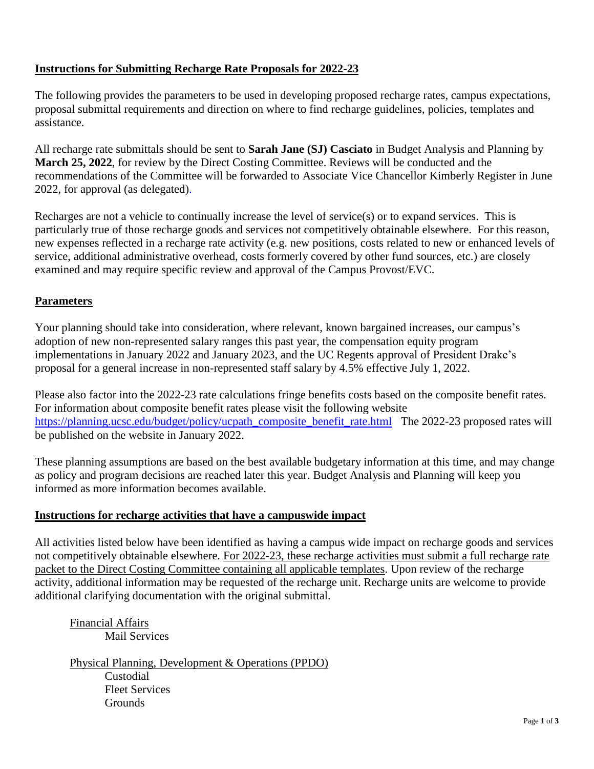## Instructions for Submitting Recharge Rate Proposals for 2022-23

The following provides the parameters to be used in developing proposed recharge rates, campus expectations, proposal submittal requirements and direction on where to find recharge guidelines, policies, templates and assistance.

All recharge rate submittals should be sent to **Sarah Jane (SJ) Casciato** in Budget Analysis and Planning by **March 25, 2022**, for review by the Direct Costing Committee. Reviews will be conducted and the recommendations of the Committee will be forwarded to Associate Vice Chancellor Kimberly Register in June 2022, for approval (as delegated).

Recharges are not a vehicle to continually increase the level of service(s) or to expand services. This is particularly true of those recharge goods and services not competitively obtainable elsewhere. For this reason, new expenses reflected in a recharge rate activity (e.g. new positions, costs related to new or enhanced levels of service, additional administrative overhead, costs formerly covered by other fund sources, etc.) are closely examined and may require specific review and approval of the Campus Provost/EVC.

## Parameters

Your planning should take into consideration, where relevant, known bargained increases, our campus's adoption of new non-represented salary ranges this past year, the compensation equity program implementations in January 2022 and January 2023, and the UC Regents approval of President Drake's proposal for a general increase in non-represented staff salary by 4.5% effective July 1, 2022.

Please also factor into the 2022-23 rate calculations fringe benefits costs based on the composite benefit rates. For information about composite benefit rates please visit the following website https://planning.ucsc.edu/budget/policy/ucpath_composite_benefit_rate.html The 2022-23 proposed rates will be published on the website in January 2022.

These planning assumptions are based on the best available budgetary information at this time, and may change as policy and program decisions are reached later this year. Budget Analysis and Planning will keep you informed as more information becomes available.

## Instructions for recharge activities that have a campuswide impact

All activities listed below have been identified as having a campus wide impact on recharge goods and services not competitively obtainable elsewhere. For 2022-23, these recharge activities must submit a full recharge rate packet to the Direct Costing Committee containing all applicable templates. Upon review of the recharge activity, additional information may be requested of the recharge unit. Recharge units are welcome to provide additional clarifying documentation with the original submittal.

Financial Affairs
- Mail Services

Physical Planning, Development & Operations (PPDO)
- Custodial
- Fleet Services
- Grounds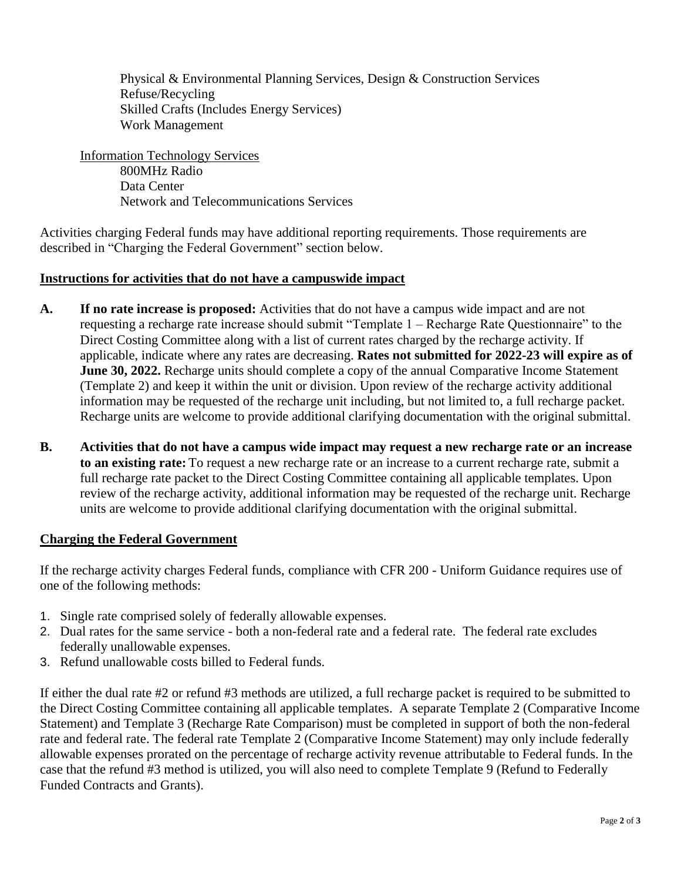Physical & Environmental Planning Services, Design & Construction Services
Refuse/Recycling
Skilled Crafts (Includes Energy Services)
Work Management

<u>Information Technology Services</u>
800MHz Radio
Data Center
Network and Telecommunications Services

Activities charging Federal funds may have additional reporting requirements. Those requirements are described in "Charging the Federal Government" section below.

## Instructions for activities that do not have a campuswide impact

**A. If no rate increase is proposed:** Activities that do not have a campus wide impact and are not requesting a recharge rate increase should submit "Template 1 – Recharge Rate Questionnaire" to the Direct Costing Committee along with a list of current rates charged by the recharge activity. If applicable, indicate where any rates are decreasing. **Rates not submitted for 2022-23 will expire as of June 30, 2022.** Recharge units should complete a copy of the annual Comparative Income Statement (Template 2) and keep it within the unit or division. Upon review of the recharge activity additional information may be requested of the recharge unit including, but not limited to, a full recharge packet. Recharge units are welcome to provide additional clarifying documentation with the original submittal.

**B. Activities that do not have a campus wide impact may request a new recharge rate or an increase to an existing rate:** To request a new recharge rate or an increase to a current recharge rate, submit a full recharge rate packet to the Direct Costing Committee containing all applicable templates. Upon review of the recharge activity, additional information may be requested of the recharge unit. Recharge units are welcome to provide additional clarifying documentation with the original submittal.

## Charging the Federal Government

If the recharge activity charges Federal funds, compliance with CFR 200 - Uniform Guidance requires use of one of the following methods:

1. Single rate comprised solely of federally allowable expenses.
2. Dual rates for the same service - both a non-federal rate and a federal rate. The federal rate excludes federally unallowable expenses.
3. Refund unallowable costs billed to Federal funds.

If either the dual rate #2 or refund #3 methods are utilized, a full recharge packet is required to be submitted to the Direct Costing Committee containing all applicable templates. A separate Template 2 (Comparative Income Statement) and Template 3 (Recharge Rate Comparison) must be completed in support of both the non-federal rate and federal rate. The federal rate Template 2 (Comparative Income Statement) may only include federally allowable expenses prorated on the percentage of recharge activity revenue attributable to Federal funds. In the case that the refund #3 method is utilized, you will also need to complete Template 9 (Refund to Federally Funded Contracts and Grants).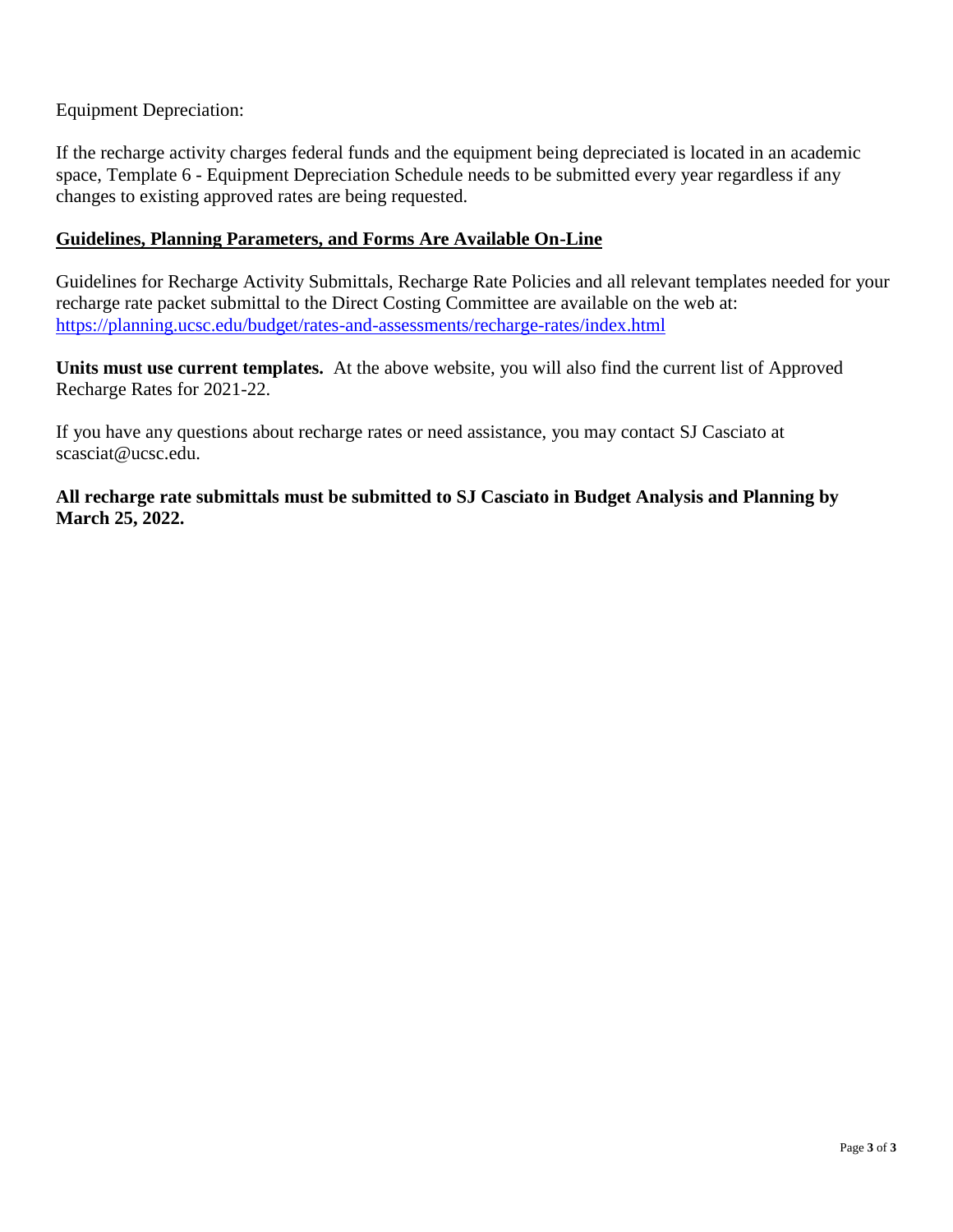Equipment Depreciation:

If the recharge activity charges federal funds and the equipment being depreciated is located in an academic space, Template 6 - Equipment Depreciation Schedule needs to be submitted every year regardless if any changes to existing approved rates are being requested.

## Guidelines, Planning Parameters, and Forms Are Available On-Line

Guidelines for Recharge Activity Submittals, Recharge Rate Policies and all relevant templates needed for your recharge rate packet submittal to the Direct Costing Committee are available on the web at: https://planning.ucsc.edu/budget/rates-and-assessments/recharge-rates/index.html

**Units must use current templates.** At the above website, you will also find the current list of Approved Recharge Rates for 2021-22.

If you have any questions about recharge rates or need assistance, you may contact SJ Casciato at scasciat@ucsc.edu.

**All recharge rate submittals must be submitted to SJ Casciato in Budget Analysis and Planning by March 25, 2022.**